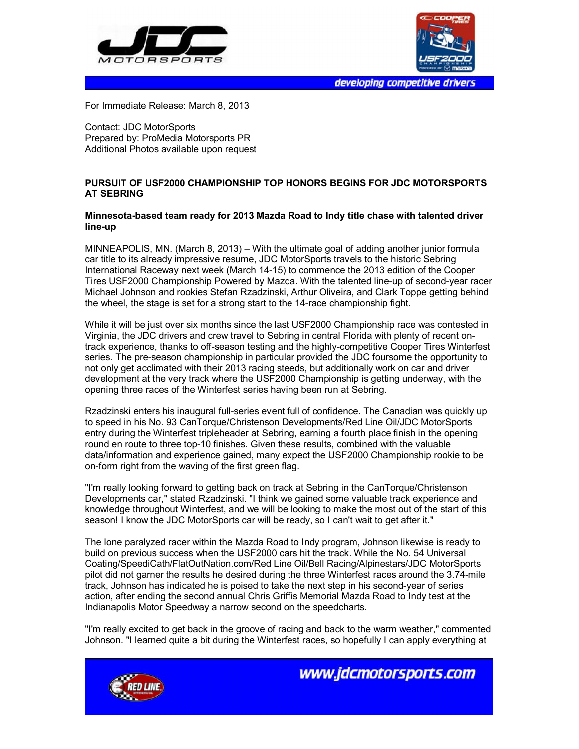For Immediate Release: March 8, 2013

Contact: JDC MotorSports
Prepared by: ProMedia Motorsports PR
Additional Photos available upon request

---

**PURSUIT OF USF2000 CHAMPIONSHIP TOP HONORS BEGINS FOR JDC MOTORSPORTS AT SEBRING**

**Minnesota-based team ready for 2013 Mazda Road to Indy title chase with talented driver line-up**

MINNEAPOLIS, MN. (March 8, 2013) – With the ultimate goal of adding another junior formula car title to its already impressive resume, JDC MotorSports travels to the historic Sebring International Raceway next week (March 14-15) to commence the 2013 edition of the Cooper Tires USF2000 Championship Powered by Mazda. With the talented line-up of second-year racer Michael Johnson and rookies Stefan Rzadzinski, Arthur Oliveira, and Clark Toppe getting behind the wheel, the stage is set for a strong start to the 14-race championship fight.

While it will be just over six months since the last USF2000 Championship race was contested in Virginia, the JDC drivers and crew travel to Sebring in central Florida with plenty of recent on-track experience, thanks to off-season testing and the highly-competitive Cooper Tires Winterfest series. The pre-season championship in particular provided the JDC foursome the opportunity to not only get acclimated with their 2013 racing steeds, but additionally work on car and driver development at the very track where the USF2000 Championship is getting underway, with the opening three races of the Winterfest series having been run at Sebring.

Rzadzinski enters his inaugural full-series event full of confidence. The Canadian was quickly up to speed in his No. 93 CanTorque/Christenson Developments/Red Line Oil/JDC MotorSports entry during the Winterfest tripleheader at Sebring, earning a fourth place finish in the opening round en route to three top-10 finishes. Given these results, combined with the valuable data/information and experience gained, many expect the USF2000 Championship rookie to be on-form right from the waving of the first green flag.

"I'm really looking forward to getting back on track at Sebring in the CanTorque/Christenson Developments car," stated Rzadzinski. "I think we gained some valuable track experience and knowledge throughout Winterfest, and we will be looking to make the most out of the start of this season! I know the JDC MotorSports car will be ready, so I can't wait to get after it."

The lone paralyzed racer within the Mazda Road to Indy program, Johnson likewise is ready to build on previous success when the USF2000 cars hit the track. While the No. 54 Universal Coating/SpeediCath/FlatOutNation.com/Red Line Oil/Bell Racing/Alpinestars/JDC MotorSports pilot did not garner the results he desired during the three Winterfest races around the 3.74-mile track, Johnson has indicated he is poised to take the next step in his second-year of series action, after ending the second annual Chris Griffis Memorial Mazda Road to Indy test at the Indianapolis Motor Speedway a narrow second on the speedcharts.

"I'm really excited to get back in the groove of racing and back to the warm weather," commented Johnson. "I learned quite a bit during the Winterfest races, so hopefully I can apply everything at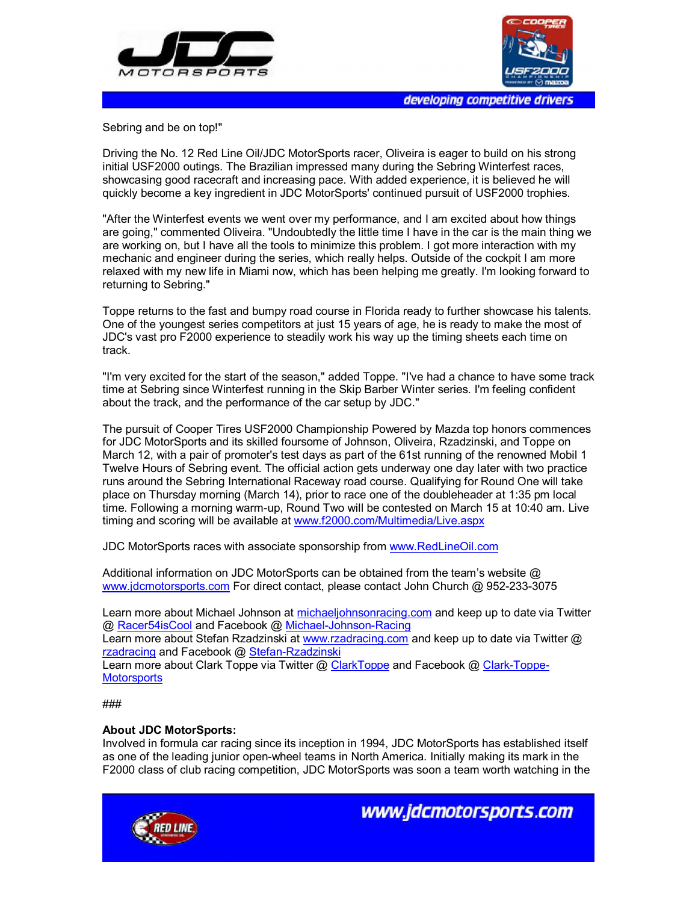Sebring and be on top!"

Driving the No. 12 Red Line Oil/JDC MotorSports racer, Oliveira is eager to build on his strong initial USF2000 outings. The Brazilian impressed many during the Sebring Winterfest races, showcasing good racecraft and increasing pace. With added experience, it is believed he will quickly become a key ingredient in JDC MotorSports' continued pursuit of USF2000 trophies.

"After the Winterfest events we went over my performance, and I am excited about how things are going," commented Oliveira. "Undoubtedly the little time I have in the car is the main thing we are working on, but I have all the tools to minimize this problem. I got more interaction with my mechanic and engineer during the series, which really helps. Outside of the cockpit I am more relaxed with my new life in Miami now, which has been helping me greatly. I'm looking forward to returning to Sebring."

Toppe returns to the fast and bumpy road course in Florida ready to further showcase his talents. One of the youngest series competitors at just 15 years of age, he is ready to make the most of JDC's vast pro F2000 experience to steadily work his way up the timing sheets each time on track.

"I'm very excited for the start of the season," added Toppe. "I've had a chance to have some track time at Sebring since Winterfest running in the Skip Barber Winter series. I'm feeling confident about the track, and the performance of the car setup by JDC."

The pursuit of Cooper Tires USF2000 Championship Powered by Mazda top honors commences for JDC MotorSports and its skilled foursome of Johnson, Oliveira, Rzadzinski, and Toppe on March 12, with a pair of promoter's test days as part of the 61st running of the renowned Mobil 1 Twelve Hours of Sebring event. The official action gets underway one day later with two practice runs around the Sebring International Raceway road course. Qualifying for Round One will take place on Thursday morning (March 14), prior to race one of the doubleheader at 1:35 pm local time. Following a morning warm-up, Round Two will be contested on March 15 at 10:40 am. Live timing and scoring will be available at www.f2000.com/Multimedia/Live.aspx

JDC MotorSports races with associate sponsorship from www.RedLineOil.com

Additional information on JDC MotorSports can be obtained from the team's website @ www.jdcmotorsports.com For direct contact, please contact John Church @ 952-233-3075

Learn more about Michael Johnson at michaeljohnsonracing.com and keep up to date via Twitter @ Racer54isCool and Facebook @ Michael-Johnson-Racing
Learn more about Stefan Rzadzinski at www.rzadracing.com and keep up to date via Twitter @ rzadracing and Facebook @ Stefan-Rzadzinski
Learn more about Clark Toppe via Twitter @ ClarkToppe and Facebook @ Clark-Toppe-Motorsports

###

**About JDC MotorSports:**
Involved in formula car racing since its inception in 1994, JDC MotorSports has established itself as one of the leading junior open-wheel teams in North America. Initially making its mark in the F2000 class of club racing competition, JDC MotorSports was soon a team worth watching in the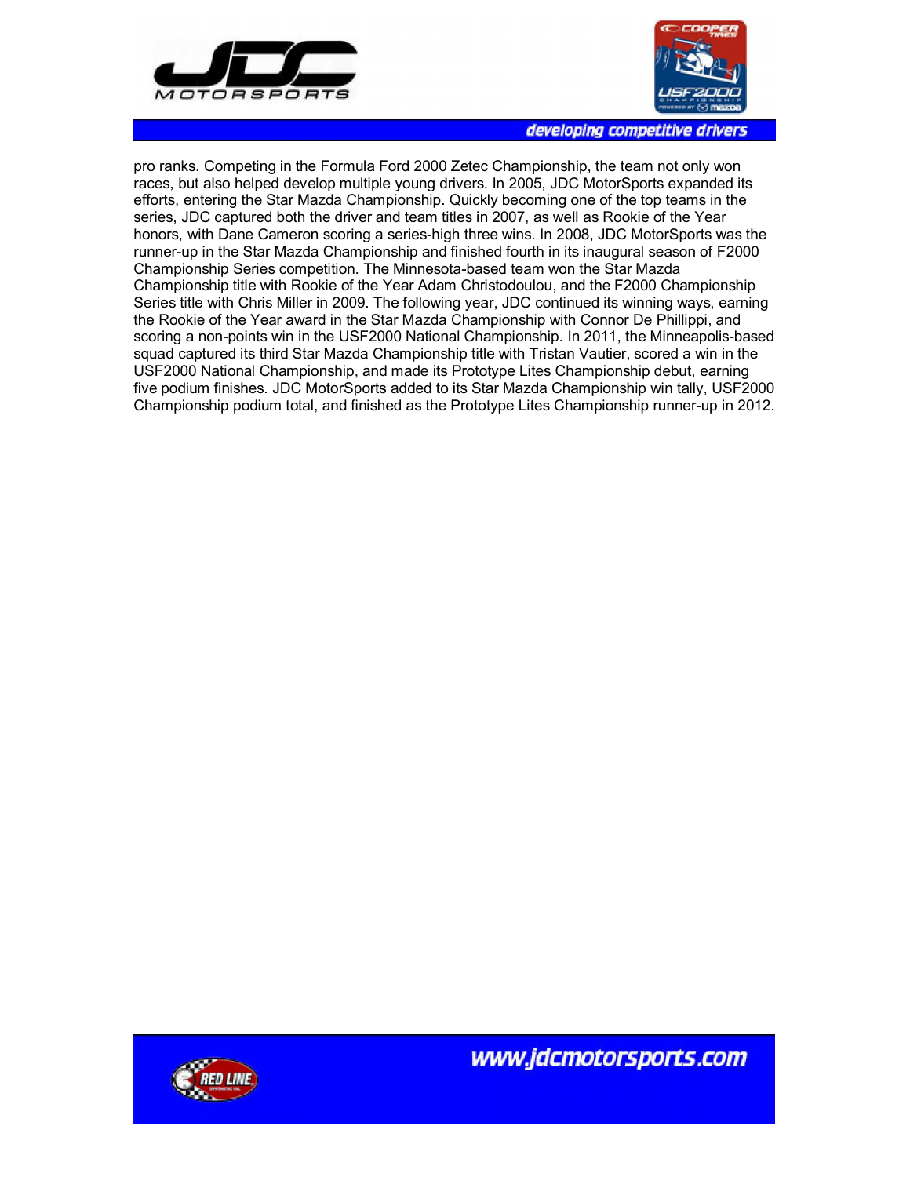pro ranks. Competing in the Formula Ford 2000 Zetec Championship, the team not only won races, but also helped develop multiple young drivers. In 2005, JDC MotorSports expanded its efforts, entering the Star Mazda Championship. Quickly becoming one of the top teams in the series, JDC captured both the driver and team titles in 2007, as well as Rookie of the Year honors, with Dane Cameron scoring a series-high three wins. In 2008, JDC MotorSports was the runner-up in the Star Mazda Championship and finished fourth in its inaugural season of F2000 Championship Series competition. The Minnesota-based team won the Star Mazda Championship title with Rookie of the Year Adam Christodoulou, and the F2000 Championship Series title with Chris Miller in 2009. The following year, JDC continued its winning ways, earning the Rookie of the Year award in the Star Mazda Championship with Connor De Phillippi, and scoring a non-points win in the USF2000 National Championship. In 2011, the Minneapolis-based squad captured its third Star Mazda Championship title with Tristan Vautier, scored a win in the USF2000 National Championship, and made its Prototype Lites Championship debut, earning five podium finishes. JDC MotorSports added to its Star Mazda Championship win tally, USF2000 Championship podium total, and finished as the Prototype Lites Championship runner-up in 2012.